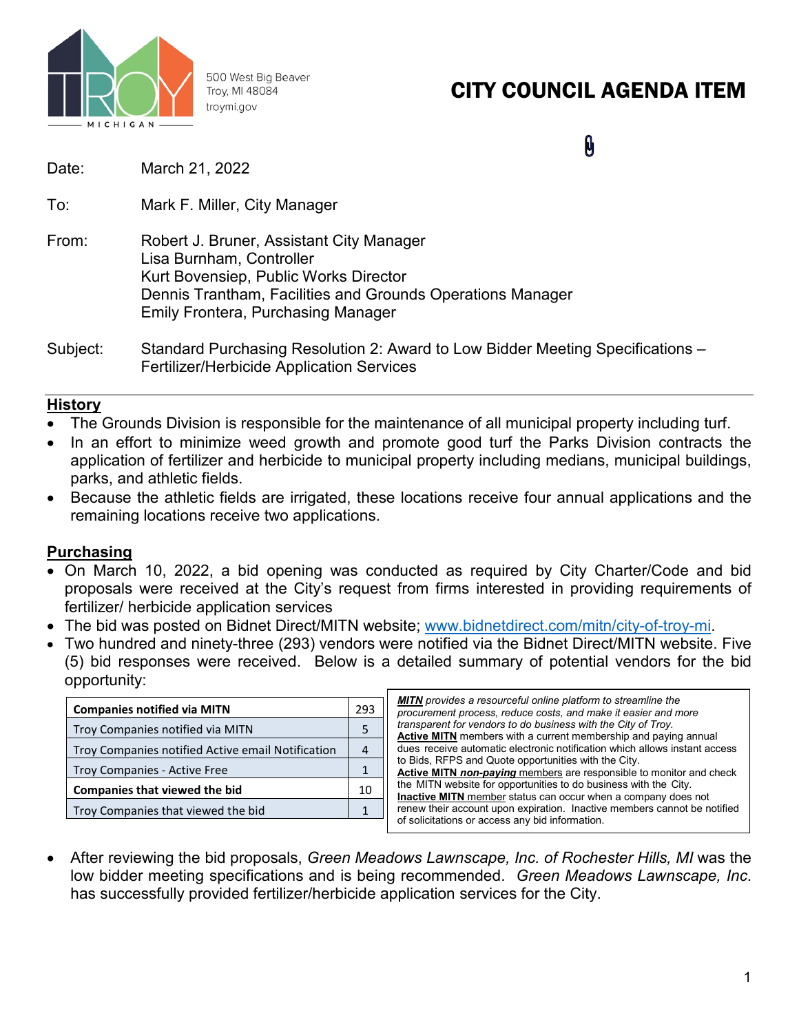500 West Big Beaver
Troy, MI 48084
troymi.gov

# CITY COUNCIL AGENDA ITEM

Date: March 21, 2022

To: Mark F. Miller, City Manager

From: Robert J. Bruner, Assistant City Manager
Lisa Burnham, Controller
Kurt Bovensiep, Public Works Director
Dennis Trantham, Facilities and Grounds Operations Manager
Emily Frontera, Purchasing Manager

Subject: Standard Purchasing Resolution 2: Award to Low Bidder Meeting Specifications – Fertilizer/Herbicide Application Services

## History

- The Grounds Division is responsible for the maintenance of all municipal property including turf.
- In an effort to minimize weed growth and promote good turf the Parks Division contracts the application of fertilizer and herbicide to municipal property including medians, municipal buildings, parks, and athletic fields.
- Because the athletic fields are irrigated, these locations receive four annual applications and the remaining locations receive two applications.

## Purchasing

- On March 10, 2022, a bid opening was conducted as required by City Charter/Code and bid proposals were received at the City's request from firms interested in providing requirements of fertilizer/ herbicide application services
- The bid was posted on Bidnet Direct/MITN website; www.bidnetdirect.com/mitn/city-of-troy-mi.
- Two hundred and ninety-three (293) vendors were notified via the Bidnet Direct/MITN website. Five (5) bid responses were received. Below is a detailed summary of potential vendors for the bid opportunity:

| **Companies notified via MITN** | 293 |
|---|---|
| Troy Companies notified via MITN | 5 |
| Troy Companies notified Active email Notification | 4 |
| Troy Companies - Active Free | 1 |
| **Companies that viewed the bid** | 10 |
| Troy Companies that viewed the bid | 1 |

***MITN*** *provides a resourceful online platform to streamline the procurement process, reduce costs, and make it easier and more transparent for vendors to do business with the City of Troy.*
**Active MITN** members with a current membership and paying annual dues receive automatic electronic notification which allows instant access to Bids, RFPS and Quote opportunities with the City.
**Active MITN *non-paying*** members are responsible to monitor and check the MITN website for opportunities to do business with the City.
**Inactive MITN** member status can occur when a company does not renew their account upon expiration. Inactive members cannot be notified of solicitations or access any bid information.

- After reviewing the bid proposals, *Green Meadows Lawnscape, Inc. of Rochester Hills, MI* was the low bidder meeting specifications and is being recommended. *Green Meadows Lawnscape, Inc*. has successfully provided fertilizer/herbicide application services for the City.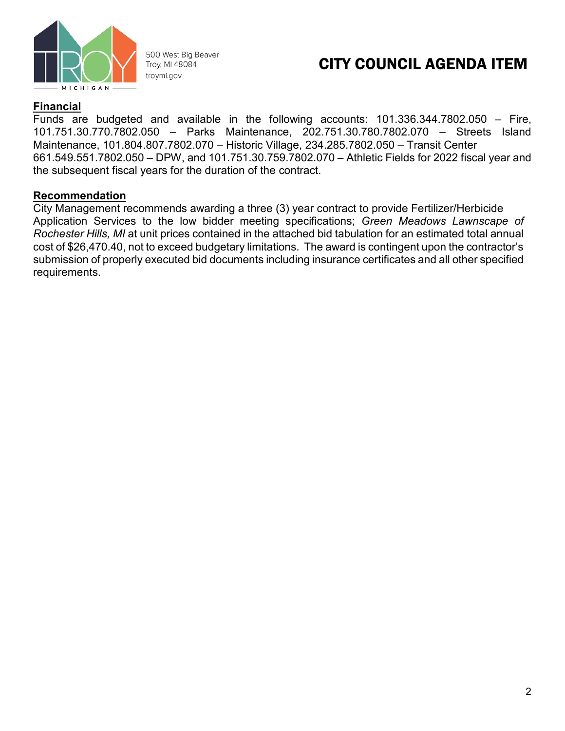# CITY COUNCIL AGENDA ITEM

500 West Big Beaver
Troy, MI 48084
troymi.gov

**Financial**

Funds are budgeted and available in the following accounts: 101.336.344.7802.050 – Fire, 101.751.30.770.7802.050 – Parks Maintenance, 202.751.30.780.7802.070 – Streets Island Maintenance, 101.804.807.7802.070 – Historic Village, 234.285.7802.050 – Transit Center 661.549.551.7802.050 – DPW, and 101.751.30.759.7802.070 – Athletic Fields for 2022 fiscal year and the subsequent fiscal years for the duration of the contract.

**Recommendation**

City Management recommends awarding a three (3) year contract to provide Fertilizer/Herbicide Application Services to the low bidder meeting specifications; *Green Meadows Lawnscape of Rochester Hills, MI* at unit prices contained in the attached bid tabulation for an estimated total annual cost of $26,470.40, not to exceed budgetary limitations. The award is contingent upon the contractor's submission of properly executed bid documents including insurance certificates and all other specified requirements.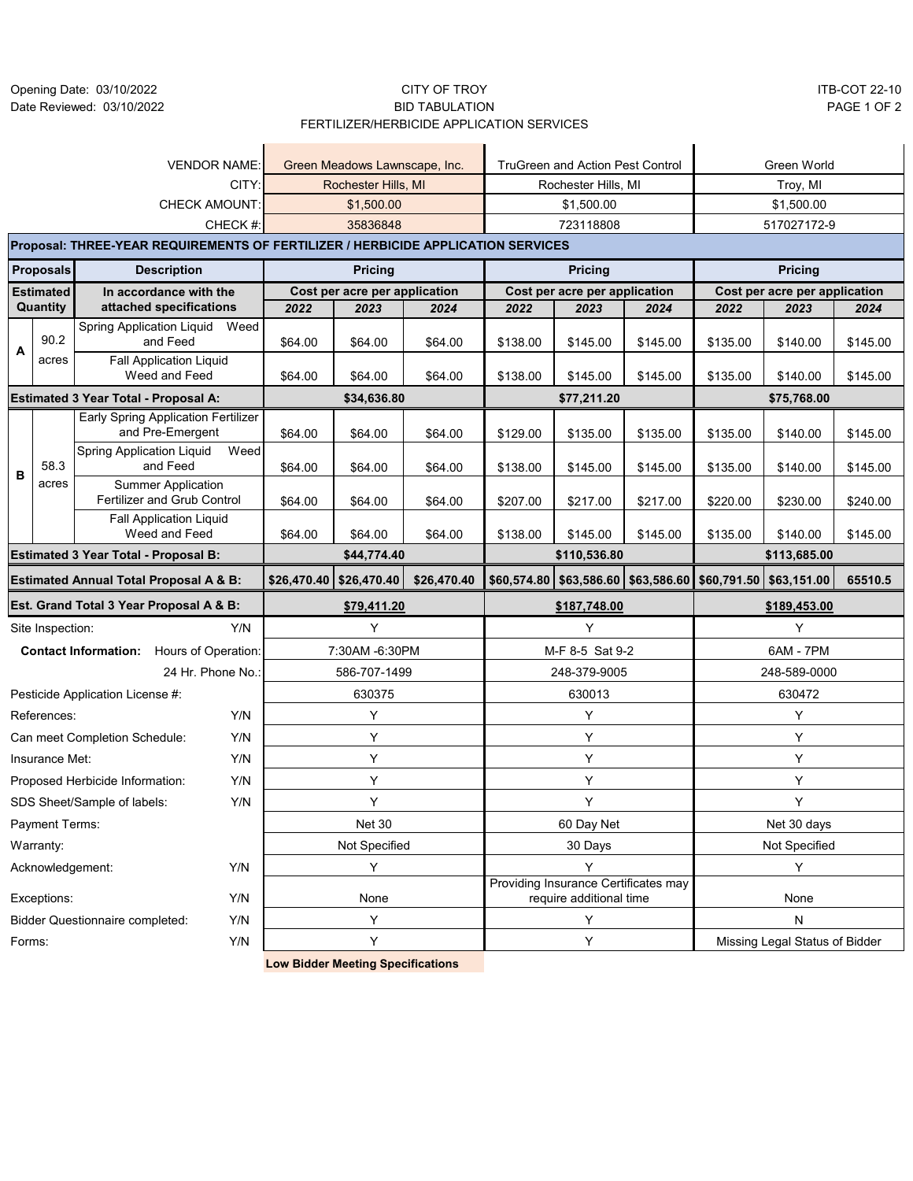Opening Date: 03/10/2022
Date Reviewed: 03/10/2022

CITY OF TROY
BID TABULATION
FERTILIZER/HERBICIDE APPLICATION SERVICES

ITB-COT 22-10

| | | VENDOR NAME: | Green Meadows Lawnscape, Inc. | | | TruGreen and Action Pest Control | | | Green World | | |
|---|---|---|---|---|---|---|---|---|---|---|---|
| | | CITY: | Rochester Hills, MI | | | Rochester Hills, MI | | | Troy, MI | | |
| | | CHECK AMOUNT: | $1,500.00 | | | $1,500.00 | | | $1,500.00 | | |
| | | CHECK #: | 35836848 | | | 723118808 | | | 517027172-9 | | |
| **Proposal: THREE-YEAR REQUIREMENTS OF FERTILIZER / HERBICIDE APPLICATION SERVICES** | | | | | | | | | | | |
| **Proposals** | | **Description** | **Pricing** | | | **Pricing** | | | **Pricing** | | |
| **Estimated Quantity** | | **In accordance with the attached specifications** | **Cost per acre per application** | | | **Cost per acre per application** | | | **Cost per acre per application** | | |
| | | | ***2022*** | ***2023*** | ***2024*** | ***2022*** | ***2023*** | ***2024*** | ***2022*** | ***2023*** | ***2024*** |
| **A** | 90.2 acres | Spring Application Liquid Weed and Feed | $64.00 | $64.00 | $64.00 | $138.00 | $145.00 | $145.00 | $135.00 | $140.00 | $145.00 |
| | | Fall Application Liquid Weed and Feed | $64.00 | $64.00 | $64.00 | $138.00 | $145.00 | $145.00 | $135.00 | $140.00 | $145.00 |
| **Estimated 3 Year Total - Proposal A:** | | | **$34,636.80** | | | **$77,211.20** | | | **$75,768.00** | | |
| **B** | 58.3 acres | Early Spring Application Fertilizer and Pre-Emergent | $64.00 | $64.00 | $64.00 | $129.00 | $135.00 | $135.00 | $135.00 | $140.00 | $145.00 |
| | | Spring Application Liquid Weed and Feed | $64.00 | $64.00 | $64.00 | $138.00 | $145.00 | $145.00 | $135.00 | $140.00 | $145.00 |
| | | Summer Application Fertilizer and Grub Control | $64.00 | $64.00 | $64.00 | $207.00 | $217.00 | $217.00 | $220.00 | $230.00 | $240.00 |
| | | Fall Application Liquid Weed and Feed | $64.00 | $64.00 | $64.00 | $138.00 | $145.00 | $145.00 | $135.00 | $140.00 | $145.00 |
| **Estimated 3 Year Total - Proposal B:** | | | **$44,774.40** | | | **$110,536.80** | | | **$113,685.00** | | |
| **Estimated Annual Total Proposal A & B:** | | | **$26,470.40** | **$26,470.40** | **$26,470.40** | **$60,574.80** | **$63,586.60** | **$63,586.60** | **$60,791.50** | **$63,151.00** | **65510.5** |
| **Est. Grand Total 3 Year Proposal A & B:** | | | **$79,411.20** | | | **$187,748.00** | | | **$189,453.00** | | |
| Site Inspection: | | Y/N | Y | | | Y | | | Y | | |
| **Contact Information:** | | Hours of Operation: | 7:30AM -6:30PM | | | M-F 8-5 Sat 9-2 | | | 6AM - 7PM | | |
| | | 24 Hr. Phone No.: | 586-707-1499 | | | 248-379-9005 | | | 248-589-0000 | | |
| Pesticide Application License #: | | | 630375 | | | 630013 | | | 630472 | | |
| References: | | Y/N | Y | | | Y | | | Y | | |
| Can meet Completion Schedule: | | Y/N | Y | | | Y | | | Y | | |
| Insurance Met: | | Y/N | Y | | | Y | | | Y | | |
| Proposed Herbicide Information: | | Y/N | Y | | | Y | | | Y | | |
| SDS Sheet/Sample of labels: | | Y/N | Y | | | Y | | | Y | | |
| Payment Terms: | | | Net 30 | | | 60 Day Net | | | Net 30 days | | |
| Warranty: | | | Not Specified | | | 30 Days | | | Not Specified | | |
| Acknowledgement: | | Y/N | Y | | | Y | | | Y | | |
| Exceptions: | | Y/N | None | | | Providing Insurance Certificates may require additional time | | | None | | |
| Bidder Questionnaire completed: | | Y/N | Y | | | Y | | | N | | |
| Forms: | | Y/N | Y | | | Y | | | Missing Legal Status of Bidder | | |
| | | | **Low Bidder Meeting Specifications** | | | | | | | | |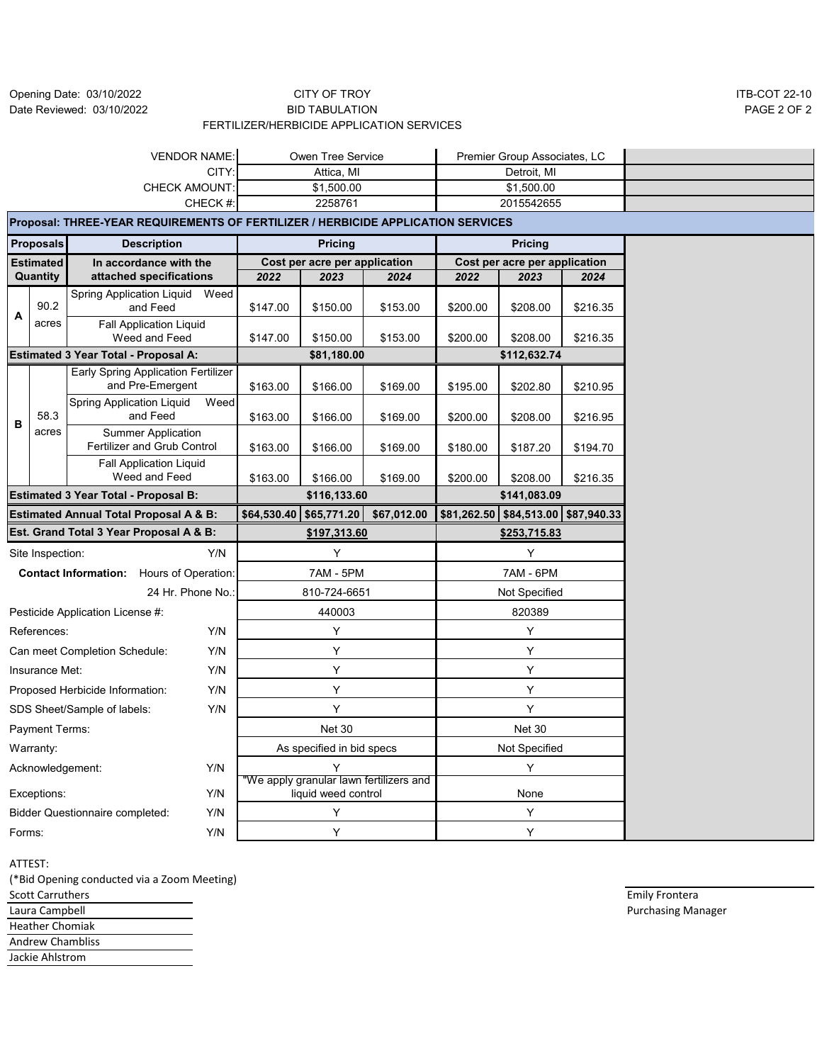Opening Date: 03/10/2022
Date Reviewed: 03/10/2022

CITY OF TROY
BID TABULATION
FERTILIZER/HERBICIDE APPLICATION SERVICES

ITB-COT 22-10

| | | VENDOR NAME: | Owen Tree Service | | | Premier Group Associates, LC | | |
|---|---|---|---|---|---|---|---|---|
| | | CITY: | Attica, MI | | | Detroit, MI | | |
| | | CHECK AMOUNT: | $1,500.00 | | | $1,500.00 | | |
| | | CHECK #: | 2258761 | | | 2015542655 | | |
| **Proposal: THREE-YEAR REQUIREMENTS OF FERTILIZER / HERBICIDE APPLICATION SERVICES** | | | | | | | | |
| **Proposals** | | **Description** | **Pricing** | | | **Pricing** | | |
| **Estimated Quantity** | | **In accordance with the attached specifications** | **Cost per acre per application** | | | **Cost per acre per application** | | |
| | | | *2022* | *2023* | *2024* | *2022* | *2023* | *2024* |
| A | 90.2 acres | Spring Application Liquid Weed and Feed | $147.00 | $150.00 | $153.00 | $200.00 | $208.00 | $216.35 |
| | | Fall Application Liquid Weed and Feed | $147.00 | $150.00 | $153.00 | $200.00 | $208.00 | $216.35 |
| **Estimated 3 Year Total - Proposal A:** | | | **$81,180.00** | | | **$112,632.74** | | |
| B | 58.3 acres | Early Spring Application Fertilizer and Pre-Emergent | $163.00 | $166.00 | $169.00 | $195.00 | $202.80 | $210.95 |
| | | Spring Application Liquid Weed and Feed | $163.00 | $166.00 | $169.00 | $200.00 | $208.00 | $216.95 |
| | | Summer Application Fertilizer and Grub Control | $163.00 | $166.00 | $169.00 | $180.00 | $187.20 | $194.70 |
| | | Fall Application Liquid Weed and Feed | $163.00 | $166.00 | $169.00 | $200.00 | $208.00 | $216.35 |
| **Estimated 3 Year Total - Proposal B:** | | | **$116,133.60** | | | **$141,083.09** | | |
| **Estimated Annual Total Proposal A & B:** | | | **$64,530.40** | **$65,771.20** | **$67,012.00** | **$81,262.50** | **$84,513.00** | **$87,940.33** |
| **Est. Grand Total 3 Year Proposal A & B:** | | | **$197,313.60** | | | **$253,715.83** | | |
| Site Inspection: | | Y/N | Y | | | Y | | |
| **Contact Information:** | | Hours of Operation: | 7AM - 5PM | | | 7AM - 6PM | | |
| | | 24 Hr. Phone No.: | 810-724-6651 | | | Not Specified | | |
| Pesticide Application License #: | | | 440003 | | | 820389 | | |
| References: | | Y/N | Y | | | Y | | |
| Can meet Completion Schedule: | | Y/N | Y | | | Y | | |
| Insurance Met: | | Y/N | Y | | | Y | | |
| Proposed Herbicide Information: | | Y/N | Y | | | Y | | |
| SDS Sheet/Sample of labels: | | Y/N | Y | | | Y | | |
| Payment Terms: | | | Net 30 | | | Net 30 | | |
| Warranty: | | | As specified in bid specs | | | Not Specified | | |
| Acknowledgement: | | Y/N | Y | | | Y | | |
| Exceptions: | | Y/N | "We apply granular lawn fertilizers and liquid weed control | | | None | | |
| Bidder Questionnaire completed: | | Y/N | Y | | | Y | | |
| Forms: | | Y/N | Y | | | Y | | |

ATTEST:
(*Bid Opening conducted via a Zoom Meeting)
Scott Carruthers
Laura Campbell
Heather Chomiak
Andrew Chambliss
Jackie Ahlstrom

Emily Frontera
Purchasing Manager